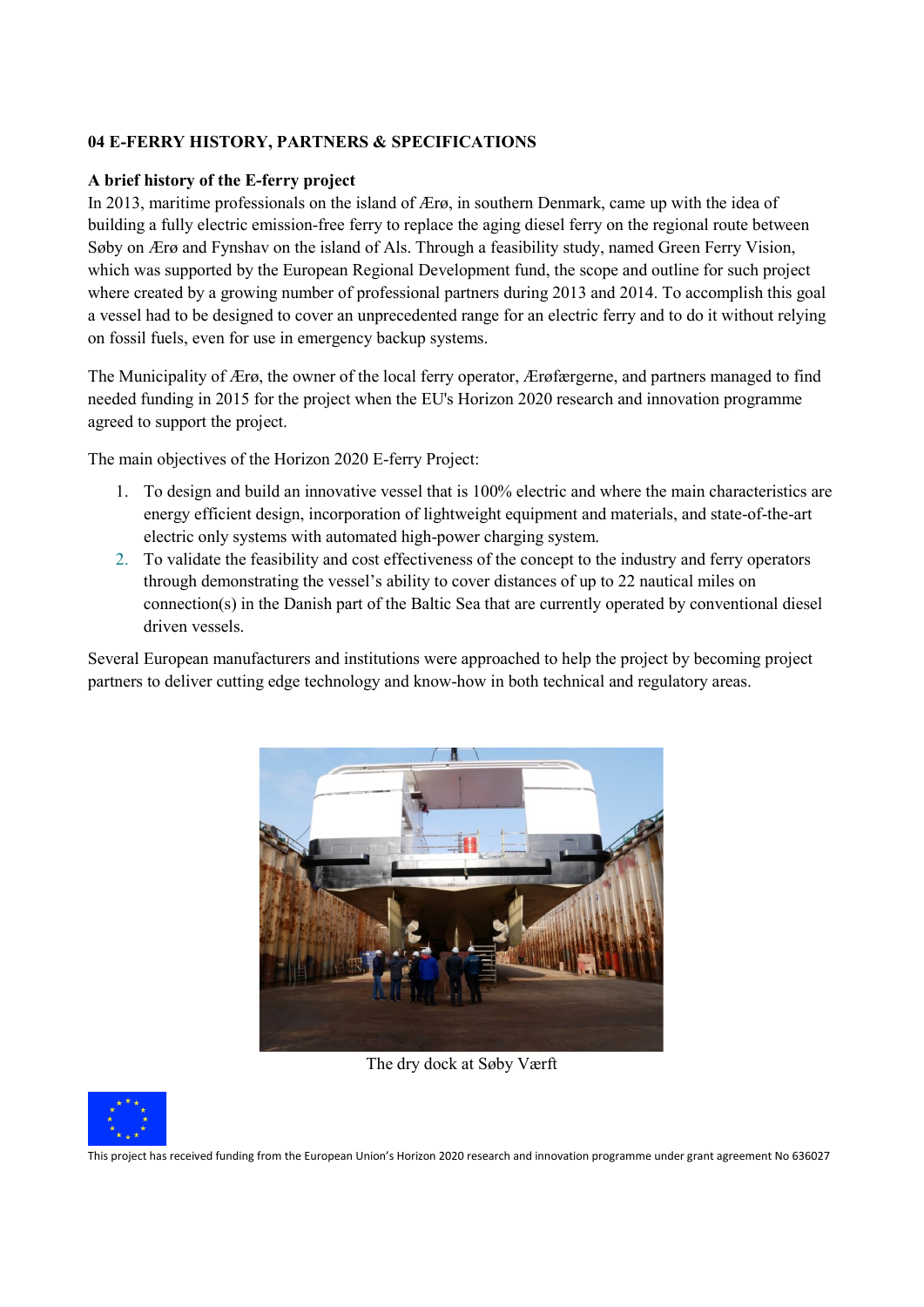## 04 E-FERRY HISTORY, PARTNERS & SPECIFICATIONS

### A brief history of the E-ferry project

In 2013, maritime professionals on the island of Ærø, in southern Denmark, came up with the idea of building a fully electric emission-free ferry to replace the aging diesel ferry on the regional route between Søby on Ærø and Fynshav on the island of Als. Through a feasibility study, named Green Ferry Vision, which was supported by the European Regional Development fund, the scope and outline for such project where created by a growing number of professional partners during 2013 and 2014. To accomplish this goal a vessel had to be designed to cover an unprecedented range for an electric ferry and to do it without relying on fossil fuels, even for use in emergency backup systems.

The Municipality of Ærø, the owner of the local ferry operator, Ærøfærgerne, and partners managed to find needed funding in 2015 for the project when the EU's Horizon 2020 research and innovation programme agreed to support the project.

The main objectives of the Horizon 2020 E-ferry Project:

1. To design and build an innovative vessel that is 100% electric and where the main characteristics are energy efficient design, incorporation of lightweight equipment and materials, and state-of-the-art electric only systems with automated high-power charging system.
2. To validate the feasibility and cost effectiveness of the concept to the industry and ferry operators through demonstrating the vessel's ability to cover distances of up to 22 nautical miles on connection(s) in the Danish part of the Baltic Sea that are currently operated by conventional diesel driven vessels.

Several European manufacturers and institutions were approached to help the project by becoming project partners to deliver cutting edge technology and know-how in both technical and regulatory areas.

The dry dock at Søby Værft

This project has received funding from the European Union's Horizon 2020 research and innovation programme under grant agreement No 636027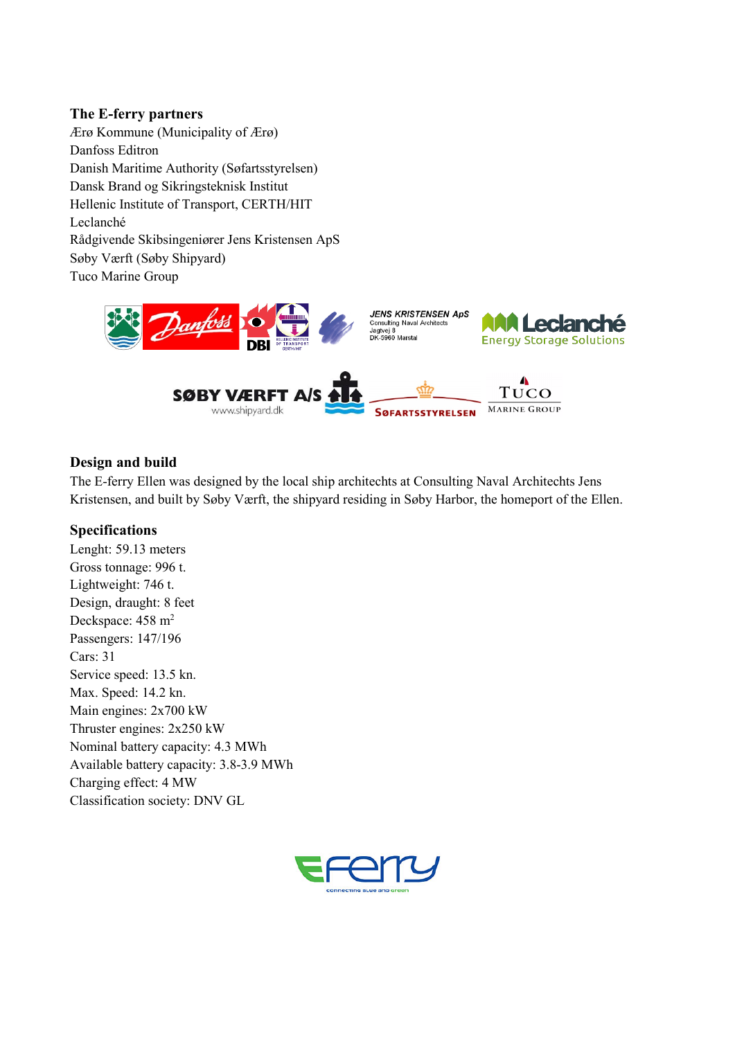## The E-ferry partners

Ærø Kommune (Municipality of Ærø)
Danfoss Editron
Danish Maritime Authority (Søfartsstyrelsen)
Dansk Brand og Sikringsteknisk Institut
Hellenic Institute of Transport, CERTH/HIT
Leclanché
Rådgivende Skibsingeniører Jens Kristensen ApS
Søby Værft (Søby Shipyard)
Tuco Marine Group

## Design and build

The E-ferry Ellen was designed by the local ship architechts at Consulting Naval Architechts Jens Kristensen, and built by Søby Værft, the shipyard residing in Søby Harbor, the homeport of the Ellen.

## Specifications

Lenght: 59.13 meters
Gross tonnage: 996 t.
Lightweight: 746 t.
Design, draught: 8 feet
Deckspace: 458 m$^2$
Passengers: 147/196
Cars: 31
Service speed: 13.5 kn.
Max. Speed: 14.2 kn.
Main engines: 2x700 kW
Thruster engines: 2x250 kW
Nominal battery capacity: 4.3 MWh
Available battery capacity: 3.8-3.9 MWh
Charging effect: 4 MW
Classification society: DNV GL